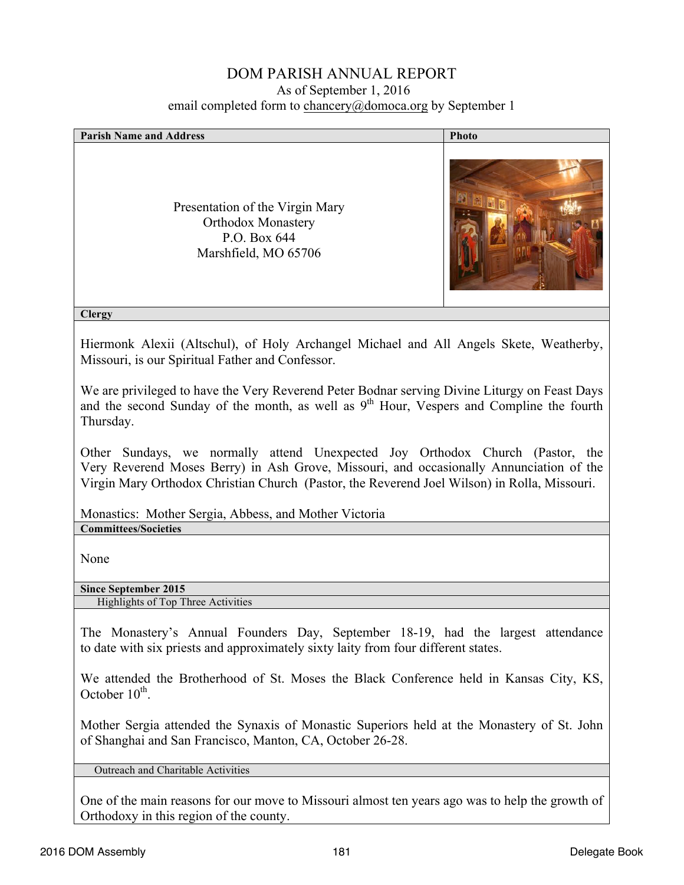# DOM PARISH ANNUAL REPORT

As of September 1, 2016

email completed form to chancery@domoca.org by September 1

**Parish Name and Address**

Presentation of the Virgin Mary
Orthodox Monastery
P.O. Box 644
Marshfield, MO 65706

**Photo**

**Clergy**

Hiermonk Alexii (Altschul), of Holy Archangel Michael and All Angels Skete, Weatherby, Missouri, is our Spiritual Father and Confessor.

We are privileged to have the Very Reverend Peter Bodnar serving Divine Liturgy on Feast Days and the second Sunday of the month, as well as 9th Hour, Vespers and Compline the fourth Thursday.

Other Sundays, we normally attend Unexpected Joy Orthodox Church (Pastor, the Very Reverend Moses Berry) in Ash Grove, Missouri, and occasionally Annunciation of the Virgin Mary Orthodox Christian Church (Pastor, the Reverend Joel Wilson) in Rolla, Missouri.

Monastics: Mother Sergia, Abbess, and Mother Victoria

**Committees/Societies**

None

**Since September 2015**

Highlights of Top Three Activities

The Monastery's Annual Founders Day, September 18-19, had the largest attendance to date with six priests and approximately sixty laity from four different states.

We attended the Brotherhood of St. Moses the Black Conference held in Kansas City, KS, October 10th.

Mother Sergia attended the Synaxis of Monastic Superiors held at the Monastery of St. John of Shanghai and San Francisco, Manton, CA, October 26-28.

Outreach and Charitable Activities

One of the main reasons for our move to Missouri almost ten years ago was to help the growth of Orthodoxy in this region of the county.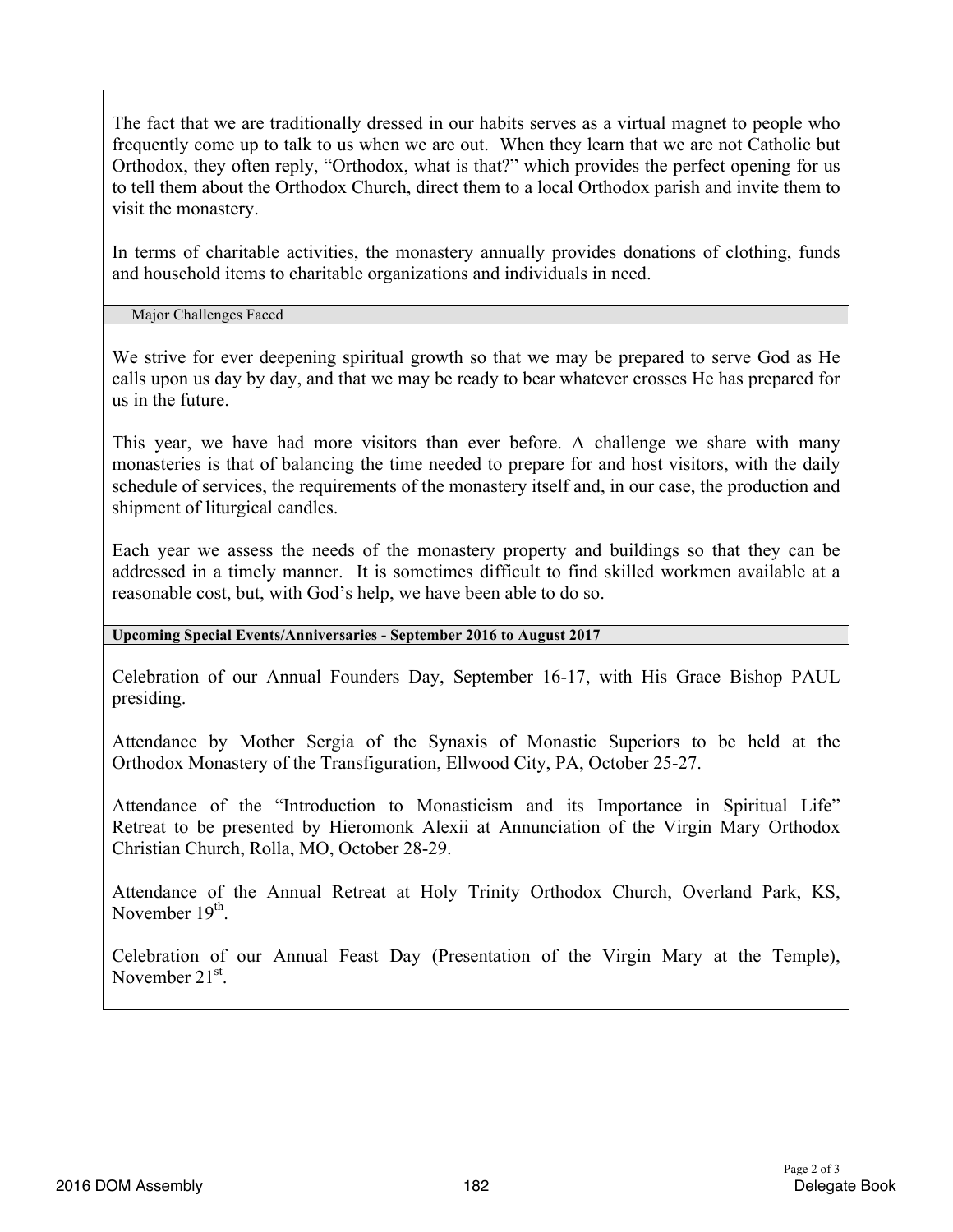The fact that we are traditionally dressed in our habits serves as a virtual magnet to people who frequently come up to talk to us when we are out. When they learn that we are not Catholic but Orthodox, they often reply, "Orthodox, what is that?" which provides the perfect opening for us to tell them about the Orthodox Church, direct them to a local Orthodox parish and invite them to visit the monastery.

In terms of charitable activities, the monastery annually provides donations of clothing, funds and household items to charitable organizations and individuals in need.

### Major Challenges Faced

We strive for ever deepening spiritual growth so that we may be prepared to serve God as He calls upon us day by day, and that we may be ready to bear whatever crosses He has prepared for us in the future.

This year, we have had more visitors than ever before. A challenge we share with many monasteries is that of balancing the time needed to prepare for and host visitors, with the daily schedule of services, the requirements of the monastery itself and, in our case, the production and shipment of liturgical candles.

Each year we assess the needs of the monastery property and buildings so that they can be addressed in a timely manner. It is sometimes difficult to find skilled workmen available at a reasonable cost, but, with God's help, we have been able to do so.

### Upcoming Special Events/Anniversaries - September 2016 to August 2017

Celebration of our Annual Founders Day, September 16-17, with His Grace Bishop PAUL presiding.

Attendance by Mother Sergia of the Synaxis of Monastic Superiors to be held at the Orthodox Monastery of the Transfiguration, Ellwood City, PA, October 25-27.

Attendance of the "Introduction to Monasticism and its Importance in Spiritual Life" Retreat to be presented by Hieromonk Alexii at Annunciation of the Virgin Mary Orthodox Christian Church, Rolla, MO, October 28-29.

Attendance of the Annual Retreat at Holy Trinity Orthodox Church, Overland Park, KS, November 19th.

Celebration of our Annual Feast Day (Presentation of the Virgin Mary at the Temple), November 21st.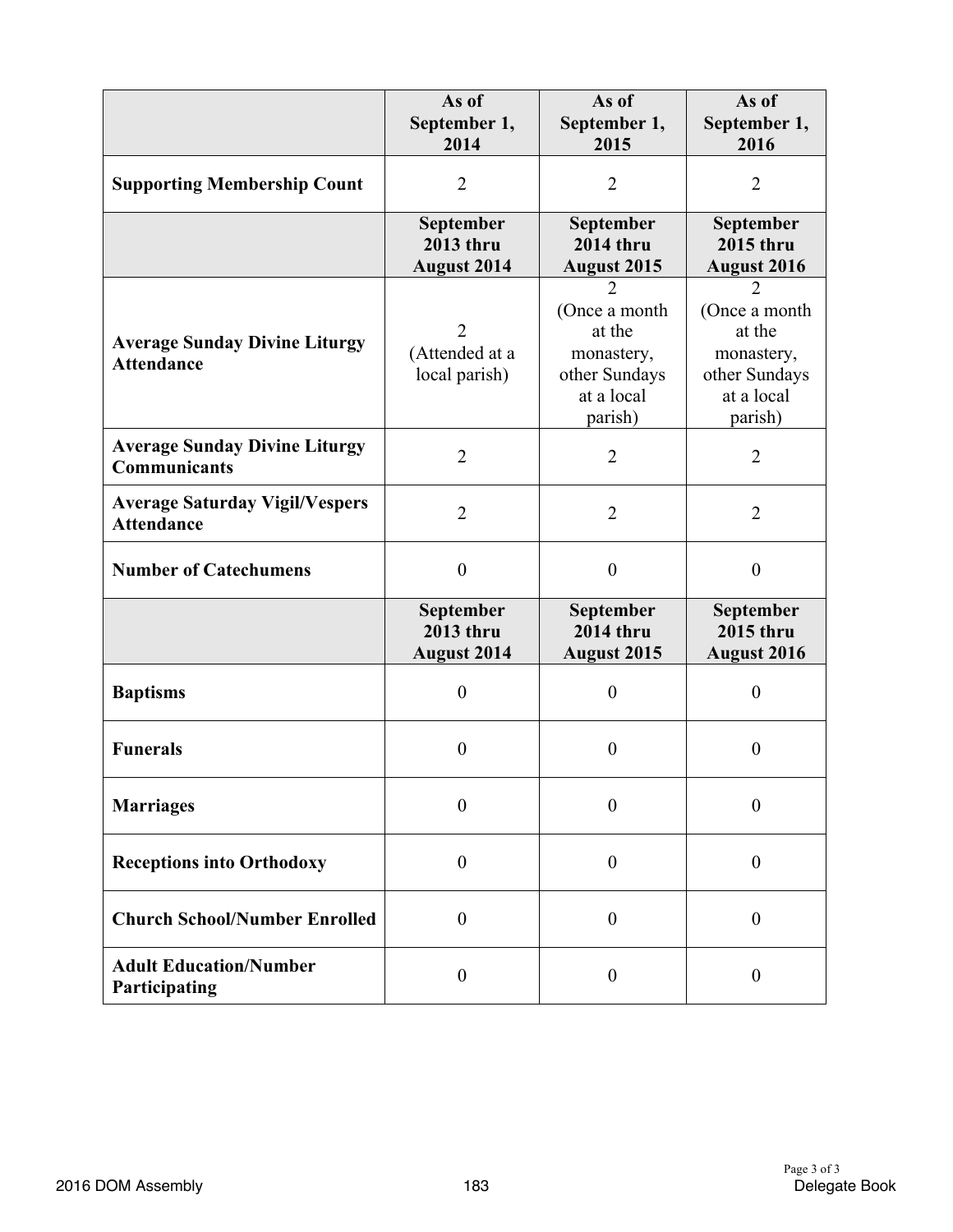| | As of September 1, 2014 | As of September 1, 2015 | As of September 1, 2016 |
|---|---|---|---|
| **Supporting Membership Count** | 2 | 2 | 2 |
| | **September 2013 thru August 2014** | **September 2014 thru August 2015** | **September 2015 thru August 2016** |
| **Average Sunday Divine Liturgy Attendance** | 2 (Attended at a local parish) | 2 (Once a month at the monastery, other Sundays at a local parish) | 2 (Once a month at the monastery, other Sundays at a local parish) |
| **Average Sunday Divine Liturgy Communicants** | 2 | 2 | 2 |
| **Average Saturday Vigil/Vespers Attendance** | 2 | 2 | 2 |
| **Number of Catechumens** | 0 | 0 | 0 |
| | **September 2013 thru August 2014** | **September 2014 thru August 2015** | **September 2015 thru August 2016** |
| **Baptisms** | 0 | 0 | 0 |
| **Funerals** | 0 | 0 | 0 |
| **Marriages** | 0 | 0 | 0 |
| **Receptions into Orthodoxy** | 0 | 0 | 0 |
| **Church School/Number Enrolled** | 0 | 0 | 0 |
| **Adult Education/Number Participating** | 0 | 0 | 0 |